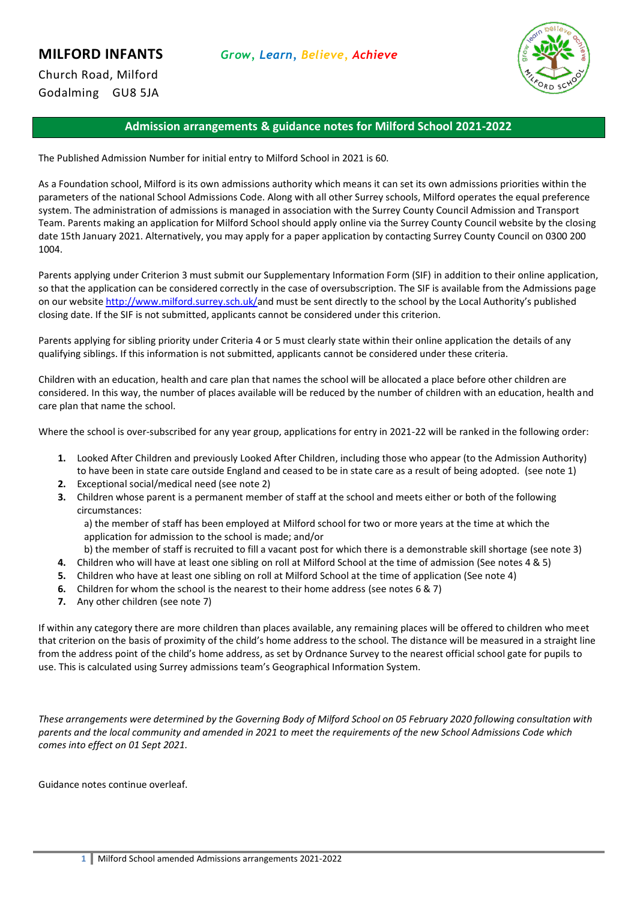# MILFORD INFANTS

*Grow, Learn, Believe, Achieve*

Church Road, Milford
Godalming GU8 5JA

## Admission arrangements & guidance notes for Milford School 2021-2022

The Published Admission Number for initial entry to Milford School in 2021 is 60.

As a Foundation school, Milford is its own admissions authority which means it can set its own admissions priorities within the parameters of the national School Admissions Code. Along with all other Surrey schools, Milford operates the equal preference system. The administration of admissions is managed in association with the Surrey County Council Admission and Transport Team. Parents making an application for Milford School should apply online via the Surrey County Council website by the closing date 15th January 2021. Alternatively, you may apply for a paper application by contacting Surrey County Council on 0300 200 1004.

Parents applying under Criterion 3 must submit our Supplementary Information Form (SIF) in addition to their online application, so that the application can be considered correctly in the case of oversubscription. The SIF is available from the Admissions page on our website http://www.milford.surrey.sch.uk/and must be sent directly to the school by the Local Authority's published closing date. If the SIF is not submitted, applicants cannot be considered under this criterion.

Parents applying for sibling priority under Criteria 4 or 5 must clearly state within their online application the details of any qualifying siblings. If this information is not submitted, applicants cannot be considered under these criteria.

Children with an education, health and care plan that names the school will be allocated a place before other children are considered. In this way, the number of places available will be reduced by the number of children with an education, health and care plan that name the school.

Where the school is over-subscribed for any year group, applications for entry in 2021-22 will be ranked in the following order:

1. Looked After Children and previously Looked After Children, including those who appear (to the Admission Authority) to have been in state care outside England and ceased to be in state care as a result of being adopted. (see note 1)
2. Exceptional social/medical need (see note 2)
3. Children whose parent is a permanent member of staff at the school and meets either or both of the following circumstances:
   a) the member of staff has been employed at Milford school for two or more years at the time at which the application for admission to the school is made; and/or
   b) the member of staff is recruited to fill a vacant post for which there is a demonstrable skill shortage (see note 3)
4. Children who will have at least one sibling on roll at Milford School at the time of admission (See notes 4 & 5)
5. Children who have at least one sibling on roll at Milford School at the time of application (See note 4)
6. Children for whom the school is the nearest to their home address (see notes 6 & 7)
7. Any other children (see note 7)

If within any category there are more children than places available, any remaining places will be offered to children who meet that criterion on the basis of proximity of the child's home address to the school. The distance will be measured in a straight line from the address point of the child's home address, as set by Ordnance Survey to the nearest official school gate for pupils to use. This is calculated using Surrey admissions team's Geographical Information System.

*These arrangements were determined by the Governing Body of Milford School on 05 February 2020 following consultation with parents and the local community and amended in 2021 to meet the requirements of the new School Admissions Code which comes into effect on 01 Sept 2021.*

Guidance notes continue overleaf.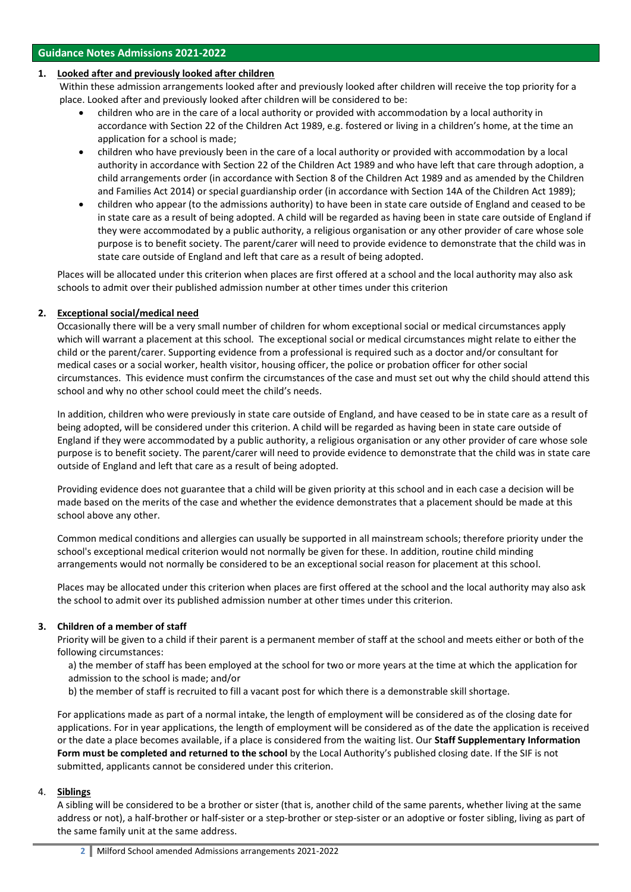## Guidance Notes Admissions 2021-2022

1. **Looked after and previously looked after children**

   Within these admission arrangements looked after and previously looked after children will receive the top priority for a place. Looked after and previously looked after children will be considered to be:

   - children who are in the care of a local authority or provided with accommodation by a local authority in accordance with Section 22 of the Children Act 1989, e.g. fostered or living in a children's home, at the time an application for a school is made;
   - children who have previously been in the care of a local authority or provided with accommodation by a local authority in accordance with Section 22 of the Children Act 1989 and who have left that care through adoption, a child arrangements order (in accordance with Section 8 of the Children Act 1989 and as amended by the Children and Families Act 2014) or special guardianship order (in accordance with Section 14A of the Children Act 1989);
   - children who appear (to the admissions authority) to have been in state care outside of England and ceased to be in state care as a result of being adopted. A child will be regarded as having been in state care outside of England if they were accommodated by a public authority, a religious organisation or any other provider of care whose sole purpose is to benefit society. The parent/carer will need to provide evidence to demonstrate that the child was in state care outside of England and left that care as a result of being adopted.

   Places will be allocated under this criterion when places are first offered at a school and the local authority may also ask schools to admit over their published admission number at other times under this criterion

2. **Exceptional social/medical need**

   Occasionally there will be a very small number of children for whom exceptional social or medical circumstances apply which will warrant a placement at this school. The exceptional social or medical circumstances might relate to either the child or the parent/carer. Supporting evidence from a professional is required such as a doctor and/or consultant for medical cases or a social worker, health visitor, housing officer, the police or probation officer for other social circumstances. This evidence must confirm the circumstances of the case and must set out why the child should attend this school and why no other school could meet the child's needs.

   In addition, children who were previously in state care outside of England, and have ceased to be in state care as a result of being adopted, will be considered under this criterion. A child will be regarded as having been in state care outside of England if they were accommodated by a public authority, a religious organisation or any other provider of care whose sole purpose is to benefit society. The parent/carer will need to provide evidence to demonstrate that the child was in state care outside of England and left that care as a result of being adopted.

   Providing evidence does not guarantee that a child will be given priority at this school and in each case a decision will be made based on the merits of the case and whether the evidence demonstrates that a placement should be made at this school above any other.

   Common medical conditions and allergies can usually be supported in all mainstream schools; therefore priority under the school's exceptional medical criterion would not normally be given for these. In addition, routine child minding arrangements would not normally be considered to be an exceptional social reason for placement at this school.

   Places may be allocated under this criterion when places are first offered at the school and the local authority may also ask the school to admit over its published admission number at other times under this criterion.

3. **Children of a member of staff**

   Priority will be given to a child if their parent is a permanent member of staff at the school and meets either or both of the following circumstances:

   a) the member of staff has been employed at the school for two or more years at the time at which the application for admission to the school is made; and/or

   b) the member of staff is recruited to fill a vacant post for which there is a demonstrable skill shortage.

   For applications made as part of a normal intake, the length of employment will be considered as of the closing date for applications. For in year applications, the length of employment will be considered as of the date the application is received or the date a place becomes available, if a place is considered from the waiting list. Our **Staff Supplementary Information Form must be completed and returned to the school** by the Local Authority's published closing date. If the SIF is not submitted, applicants cannot be considered under this criterion.

4. **Siblings**

   A sibling will be considered to be a brother or sister (that is, another child of the same parents, whether living at the same address or not), a half-brother or half-sister or a step-brother or step-sister or an adoptive or foster sibling, living as part of the same family unit at the same address.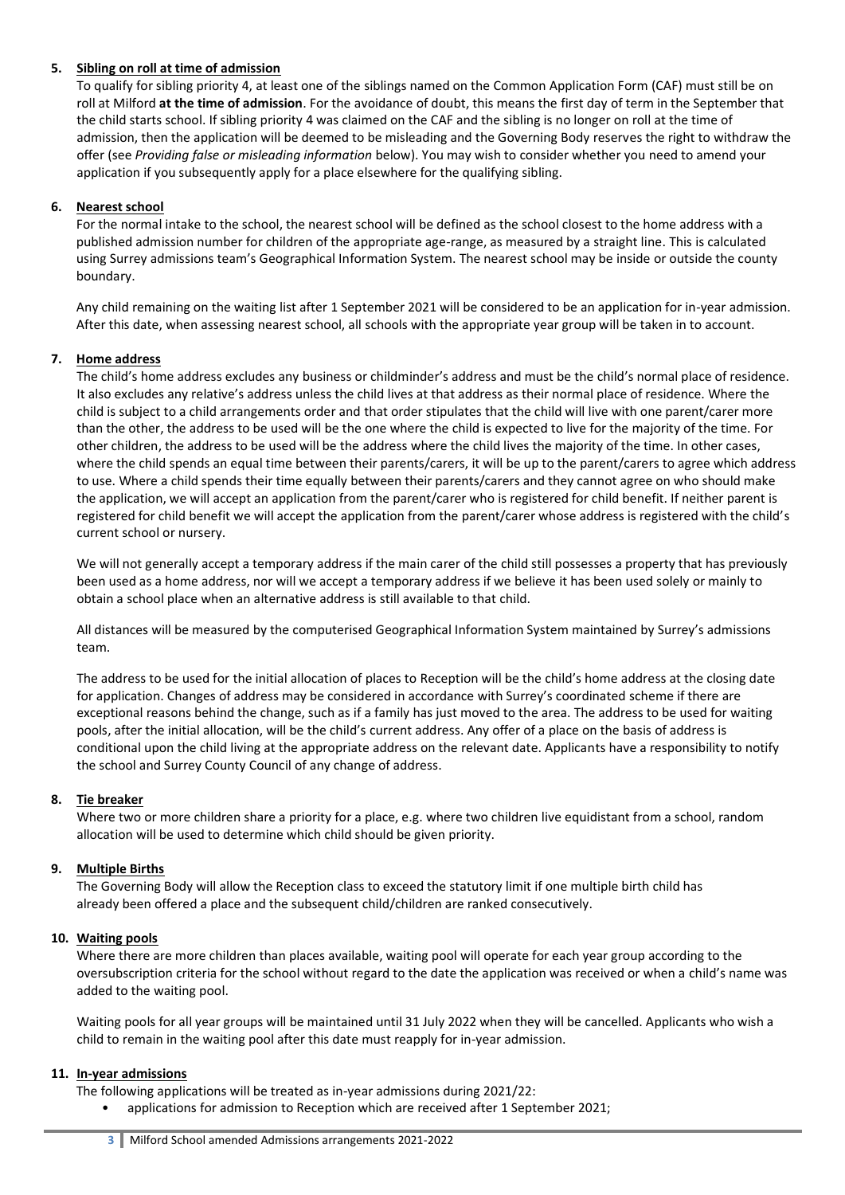5. **Sibling on roll at time of admission**

   To qualify for sibling priority 4, at least one of the siblings named on the Common Application Form (CAF) must still be on roll at Milford **at the time of admission**. For the avoidance of doubt, this means the first day of term in the September that the child starts school. If sibling priority 4 was claimed on the CAF and the sibling is no longer on roll at the time of admission, then the application will be deemed to be misleading and the Governing Body reserves the right to withdraw the offer (see *Providing false or misleading information* below). You may wish to consider whether you need to amend your application if you subsequently apply for a place elsewhere for the qualifying sibling.

6. **Nearest school**

   For the normal intake to the school, the nearest school will be defined as the school closest to the home address with a published admission number for children of the appropriate age-range, as measured by a straight line. This is calculated using Surrey admissions team's Geographical Information System. The nearest school may be inside or outside the county boundary.

   Any child remaining on the waiting list after 1 September 2021 will be considered to be an application for in-year admission. After this date, when assessing nearest school, all schools with the appropriate year group will be taken in to account.

7. **Home address**

   The child's home address excludes any business or childminder's address and must be the child's normal place of residence. It also excludes any relative's address unless the child lives at that address as their normal place of residence. Where the child is subject to a child arrangements order and that order stipulates that the child will live with one parent/carer more than the other, the address to be used will be the one where the child is expected to live for the majority of the time. For other children, the address to be used will be the address where the child lives the majority of the time. In other cases, where the child spends an equal time between their parents/carers, it will be up to the parent/carers to agree which address to use. Where a child spends their time equally between their parents/carers and they cannot agree on who should make the application, we will accept an application from the parent/carer who is registered for child benefit. If neither parent is registered for child benefit we will accept the application from the parent/carer whose address is registered with the child's current school or nursery.

   We will not generally accept a temporary address if the main carer of the child still possesses a property that has previously been used as a home address, nor will we accept a temporary address if we believe it has been used solely or mainly to obtain a school place when an alternative address is still available to that child.

   All distances will be measured by the computerised Geographical Information System maintained by Surrey's admissions team.

   The address to be used for the initial allocation of places to Reception will be the child's home address at the closing date for application. Changes of address may be considered in accordance with Surrey's coordinated scheme if there are exceptional reasons behind the change, such as if a family has just moved to the area. The address to be used for waiting pools, after the initial allocation, will be the child's current address. Any offer of a place on the basis of address is conditional upon the child living at the appropriate address on the relevant date. Applicants have a responsibility to notify the school and Surrey County Council of any change of address.

8. **Tie breaker**

   Where two or more children share a priority for a place, e.g. where two children live equidistant from a school, random allocation will be used to determine which child should be given priority.

9. **Multiple Births**

   The Governing Body will allow the Reception class to exceed the statutory limit if one multiple birth child has already been offered a place and the subsequent child/children are ranked consecutively.

10. **Waiting pools**

    Where there are more children than places available, waiting pool will operate for each year group according to the oversubscription criteria for the school without regard to the date the application was received or when a child's name was added to the waiting pool.

    Waiting pools for all year groups will be maintained until 31 July 2022 when they will be cancelled. Applicants who wish a child to remain in the waiting pool after this date must reapply for in-year admission.

11. **In-year admissions**

    The following applications will be treated as in-year admissions during 2021/22:

    - applications for admission to Reception which are received after 1 September 2021;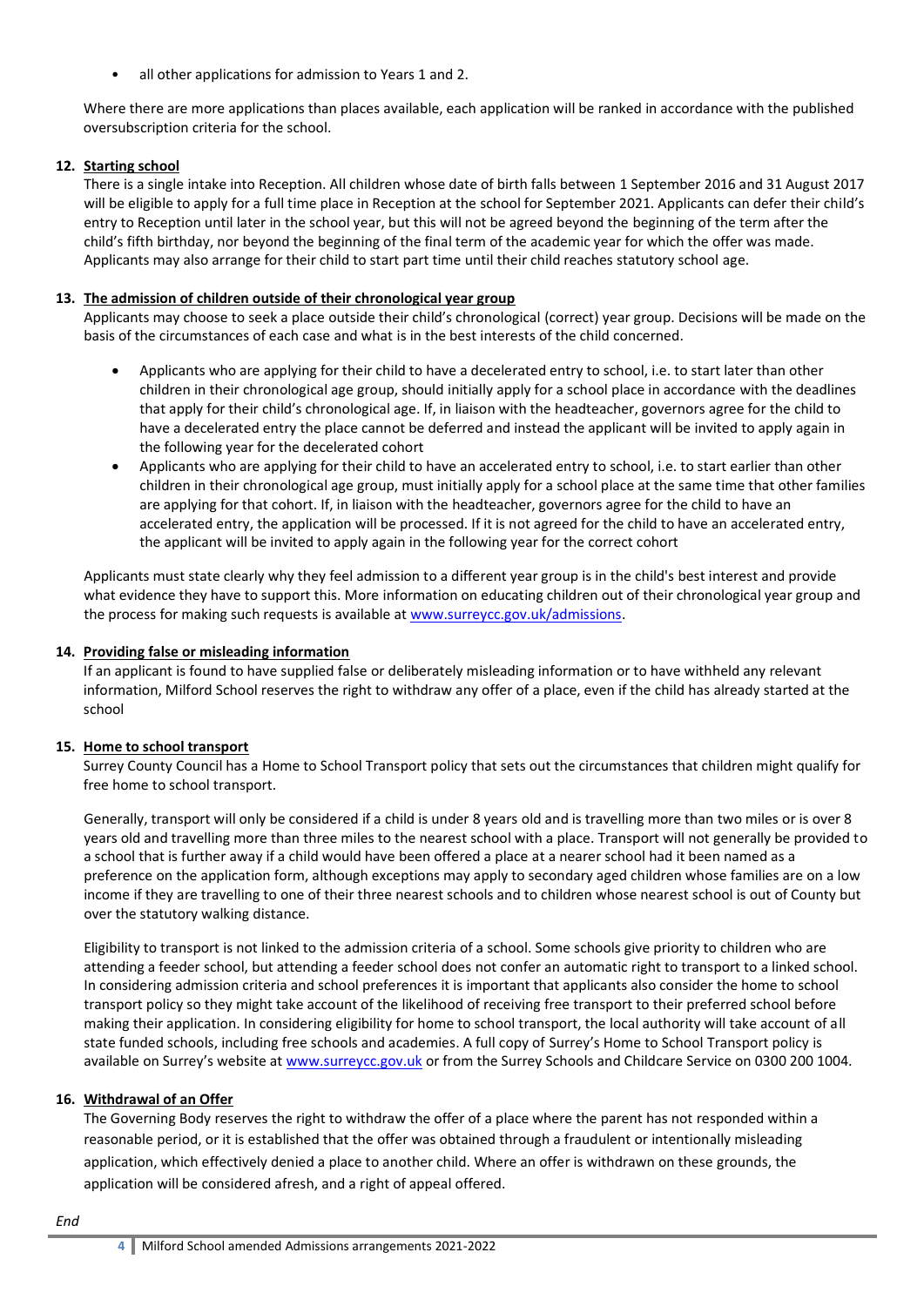- all other applications for admission to Years 1 and 2.

Where there are more applications than places available, each application will be ranked in accordance with the published oversubscription criteria for the school.

**12. Starting school**

There is a single intake into Reception. All children whose date of birth falls between 1 September 2016 and 31 August 2017 will be eligible to apply for a full time place in Reception at the school for September 2021. Applicants can defer their child's entry to Reception until later in the school year, but this will not be agreed beyond the beginning of the term after the child's fifth birthday, nor beyond the beginning of the final term of the academic year for which the offer was made. Applicants may also arrange for their child to start part time until their child reaches statutory school age.

**13. The admission of children outside of their chronological year group**

Applicants may choose to seek a place outside their child's chronological (correct) year group. Decisions will be made on the basis of the circumstances of each case and what is in the best interests of the child concerned.

- Applicants who are applying for their child to have a decelerated entry to school, i.e. to start later than other children in their chronological age group, should initially apply for a school place in accordance with the deadlines that apply for their child's chronological age. If, in liaison with the headteacher, governors agree for the child to have a decelerated entry the place cannot be deferred and instead the applicant will be invited to apply again in the following year for the decelerated cohort
- Applicants who are applying for their child to have an accelerated entry to school, i.e. to start earlier than other children in their chronological age group, must initially apply for a school place at the same time that other families are applying for that cohort. If, in liaison with the headteacher, governors agree for the child to have an accelerated entry, the application will be processed. If it is not agreed for the child to have an accelerated entry, the applicant will be invited to apply again in the following year for the correct cohort

Applicants must state clearly why they feel admission to a different year group is in the child's best interest and provide what evidence they have to support this. More information on educating children out of their chronological year group and the process for making such requests is available at www.surreycc.gov.uk/admissions.

**14. Providing false or misleading information**

If an applicant is found to have supplied false or deliberately misleading information or to have withheld any relevant information, Milford School reserves the right to withdraw any offer of a place, even if the child has already started at the school

**15. Home to school transport**

Surrey County Council has a Home to School Transport policy that sets out the circumstances that children might qualify for free home to school transport.

Generally, transport will only be considered if a child is under 8 years old and is travelling more than two miles or is over 8 years old and travelling more than three miles to the nearest school with a place. Transport will not generally be provided to a school that is further away if a child would have been offered a place at a nearer school had it been named as a preference on the application form, although exceptions may apply to secondary aged children whose families are on a low income if they are travelling to one of their three nearest schools and to children whose nearest school is out of County but over the statutory walking distance.

Eligibility to transport is not linked to the admission criteria of a school. Some schools give priority to children who are attending a feeder school, but attending a feeder school does not confer an automatic right to transport to a linked school. In considering admission criteria and school preferences it is important that applicants also consider the home to school transport policy so they might take account of the likelihood of receiving free transport to their preferred school before making their application. In considering eligibility for home to school transport, the local authority will take account of all state funded schools, including free schools and academies. A full copy of Surrey's Home to School Transport policy is available on Surrey's website at www.surreycc.gov.uk or from the Surrey Schools and Childcare Service on 0300 200 1004.

**16. Withdrawal of an Offer**

The Governing Body reserves the right to withdraw the offer of a place where the parent has not responded within a reasonable period, or it is established that the offer was obtained through a fraudulent or intentionally misleading application, which effectively denied a place to another child. Where an offer is withdrawn on these grounds, the application will be considered afresh, and a right of appeal offered.

*End*